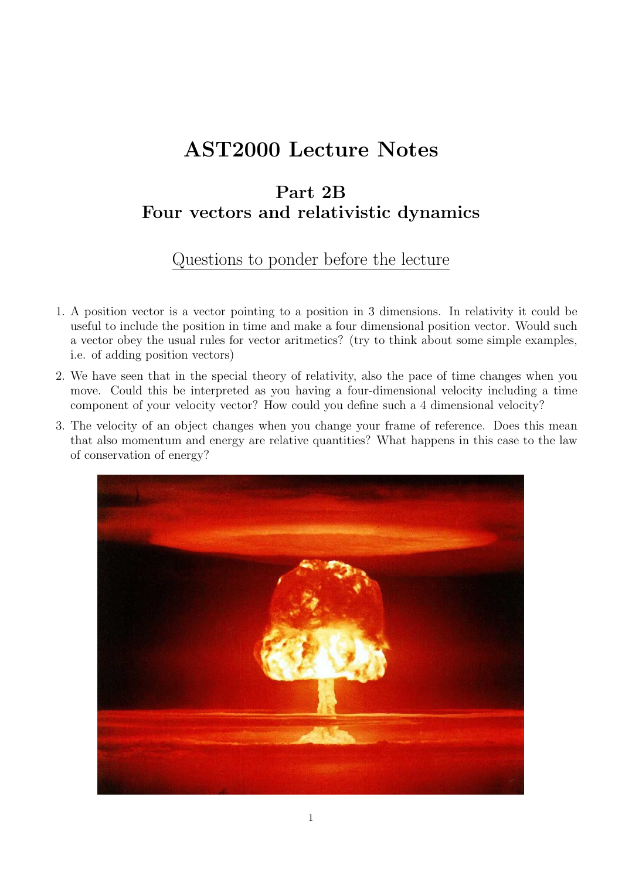# AST2000 Lecture Notes

## Part 2B
## Four vectors and relativistic dynamics

### Questions to ponder before the lecture

1. A position vector is a vector pointing to a position in 3 dimensions. In relativity it could be useful to include the position in time and make a four dimensional position vector. Would such a vector obey the usual rules for vector aritmetics? (try to think about some simple examples, i.e. of adding position vectors)
2. We have seen that in the special theory of relativity, also the pace of time changes when you move. Could this be interpreted as you having a four-dimensional velocity including a time component of your velocity vector? How could you define such a 4 dimensional velocity?
3. The velocity of an object changes when you change your frame of reference. Does this mean that also momentum and energy are relative quantities? What happens in this case to the law of conservation of energy?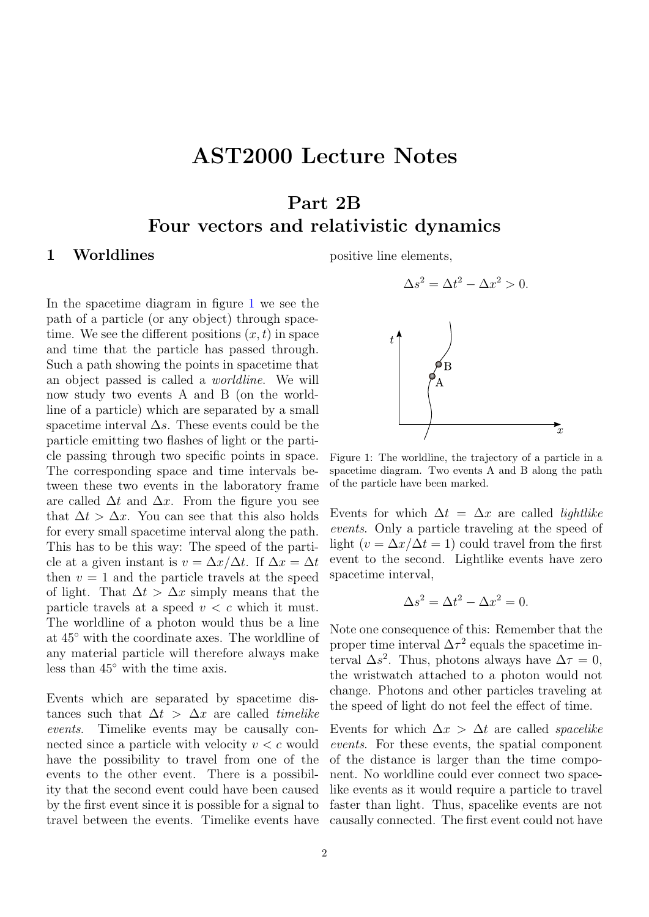# AST2000 Lecture Notes

## Part 2B
## Four vectors and relativistic dynamics

## 1 Worldlines

In the spacetime diagram in figure 1 we see the path of a particle (or any object) through spacetime. We see the different positions $(x, t)$ in space and time that the particle has passed through. Such a path showing the points in spacetime that an object passed is called a *worldline*. We will now study two events A and B (on the worldline of a particle) which are separated by a small spacetime interval $\Delta s$. These events could be the particle emitting two flashes of light or the particle passing through two specific points in space. The corresponding space and time intervals between these two events in the laboratory frame are called $\Delta t$ and $\Delta x$. From the figure you see that $\Delta t > \Delta x$. You can see that this also holds for every small spacetime interval along the path. This has to be this way: The speed of the particle at a given instant is $v = \Delta x/\Delta t$. If $\Delta x = \Delta t$ then $v = 1$ and the particle travels at the speed of light. That $\Delta t > \Delta x$ simply means that the particle travels at a speed $v < c$ which it must. The worldline of a photon would thus be a line at 45° with the coordinate axes. The worldline of any material particle will therefore always make less than 45° with the time axis.

Events which are separated by spacetime distances such that $\Delta t > \Delta x$ are called *timelike events*. Timelike events may be causally connected since a particle with velocity $v < c$ would have the possibility to travel from one of the events to the other event. There is a possibility that the second event could have been caused by the first event since it is possible for a signal to travel between the events. Timelike events have positive line elements,

$$\Delta s^2 = \Delta t^2 - \Delta x^2 > 0.$$

Figure 1: The worldline, the trajectory of a particle in a spacetime diagram. Two events A and B along the path of the particle have been marked.

Events for which $\Delta t = \Delta x$ are called *lightlike events*. Only a particle traveling at the speed of light ($v = \Delta x/\Delta t = 1$) could travel from the first event to the second. Lightlike events have zero spacetime interval,

$$\Delta s^2 = \Delta t^2 - \Delta x^2 = 0.$$

Note one consequence of this: Remember that the proper time interval $\Delta\tau^2$ equals the spacetime interval $\Delta s^2$. Thus, photons always have $\Delta\tau = 0$, the wristwatch attached to a photon would not change. Photons and other particles traveling at the speed of light do not feel the effect of time.

Events for which $\Delta x > \Delta t$ are called *spacelike events*. For these events, the spatial component of the distance is larger than the time component. No worldline could ever connect two spacelike events as it would require a particle to travel faster than light. Thus, spacelike events are not causally connected. The first event could not have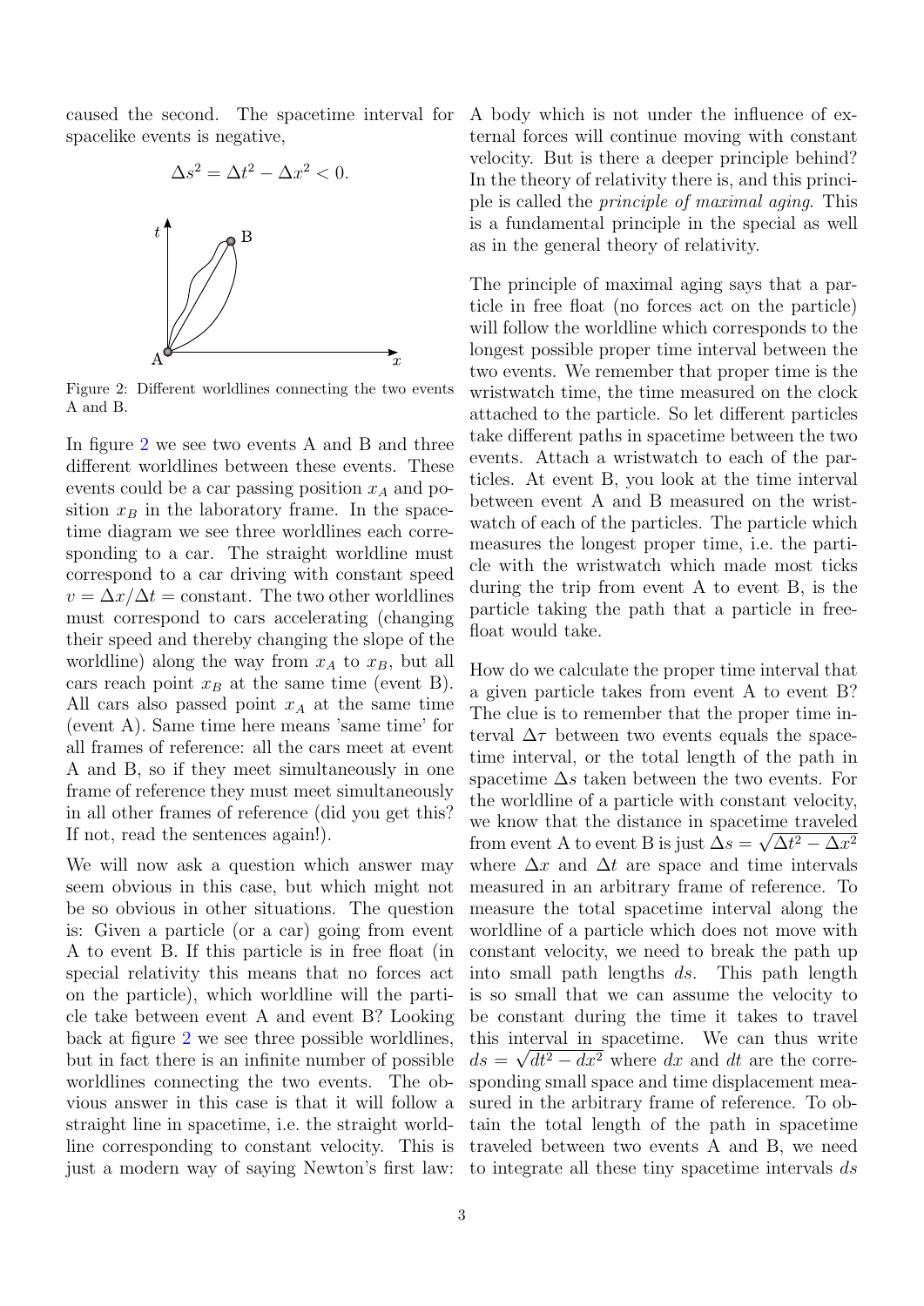caused the second. The spacetime interval for spacelike events is negative,

$$\Delta s^2 = \Delta t^2 - \Delta x^2 < 0.$$

Figure 2: Different worldlines connecting the two events A and B.

In figure 2 we see two events A and B and three different worldlines between these events. These events could be a car passing position $x_A$ and position $x_B$ in the laboratory frame. In the spacetime diagram we see three worldlines each corresponding to a car. The straight worldline must correspond to a car driving with constant speed $v = \Delta x/\Delta t = \text{constant}$. The two other worldlines must correspond to cars accelerating (changing their speed and thereby changing the slope of the worldline) along the way from $x_A$ to $x_B$, but all cars reach point $x_B$ at the same time (event B). All cars also passed point $x_A$ at the same time (event A). Same time here means 'same time' for all frames of reference: all the cars meet at event A and B, so if they meet simultaneously in one frame of reference they must meet simultaneously in all other frames of reference (did you get this? If not, read the sentences again!).

We will now ask a question which answer may seem obvious in this case, but which might not be so obvious in other situations. The question is: Given a particle (or a car) going from event A to event B. If this particle is in free float (in special relativity this means that no forces act on the particle), which worldline will the particle take between event A and event B? Looking back at figure 2 we see three possible worldlines, but in fact there is an infinite number of possible worldlines connecting the two events. The obvious answer in this case is that it will follow a straight line in spacetime, i.e. the straight worldline corresponding to constant velocity. This is just a modern way of saying Newton's first law: A body which is not under the influence of external forces will continue moving with constant velocity. But is there a deeper principle behind? In the theory of relativity there is, and this principle is called the *principle of maximal aging*. This is a fundamental principle in the special as well as in the general theory of relativity.

The principle of maximal aging says that a particle in free float (no forces act on the particle) will follow the worldline which corresponds to the longest possible proper time interval between the two events. We remember that proper time is the wristwatch time, the time measured on the clock attached to the particle. So let different particles take different paths in spacetime between the two events. Attach a wristwatch to each of the particles. At event B, you look at the time interval between event A and B measured on the wristwatch of each of the particles. The particle which measures the longest proper time, i.e. the particle with the wristwatch which made most ticks during the trip from event A to event B, is the particle taking the path that a particle in free-float would take.

How do we calculate the proper time interval that a given particle takes from event A to event B? The clue is to remember that the proper time interval $\Delta\tau$ between two events equals the spacetime interval, or the total length of the path in spacetime $\Delta s$ taken between the two events. For the worldline of a particle with constant velocity, we know that the distance in spacetime traveled from event A to event B is just $\Delta s = \sqrt{\Delta t^2 - \Delta x^2}$ where $\Delta x$ and $\Delta t$ are space and time intervals measured in an arbitrary frame of reference. To measure the total spacetime interval along the worldline of a particle which does not move with constant velocity, we need to break the path up into small path lengths $ds$. This path length is so small that we can assume the velocity to be constant during the time it takes to travel this interval in spacetime. We can thus write $ds = \sqrt{dt^2 - dx^2}$ where $dx$ and $dt$ are the corresponding small space and time displacement measured in the arbitrary frame of reference. To obtain the total length of the path in spacetime traveled between two events A and B, we need to integrate all these tiny spacetime intervals $ds$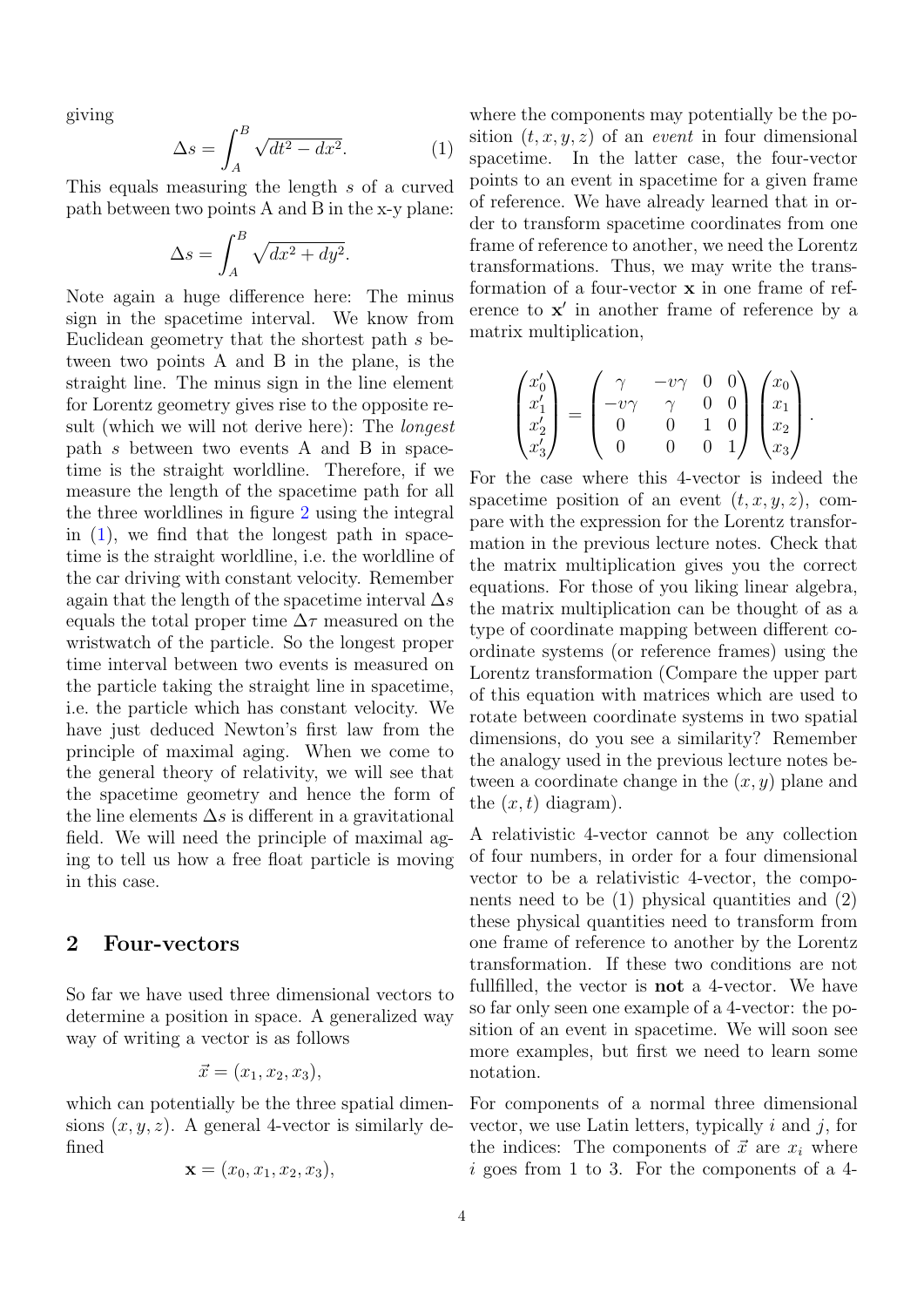giving

$$\Delta s = \int_A^B \sqrt{dt^2 - dx^2}. \tag{1}$$

This equals measuring the length $s$ of a curved path between two points A and B in the x-y plane:

$$\Delta s = \int_A^B \sqrt{dx^2 + dy^2}.$$

Note again a huge difference here: The minus sign in the spacetime interval. We know from Euclidean geometry that the shortest path $s$ between two points A and B in the plane, is the straight line. The minus sign in the line element for Lorentz geometry gives rise to the opposite result (which we will not derive here): The *longest* path $s$ between two events A and B in spacetime is the straight worldline. Therefore, if we measure the length of the spacetime path for all the three worldlines in figure 2 using the integral in (1), we find that the longest path in spacetime is the straight worldline, i.e. the worldline of the car driving with constant velocity. Remember again that the length of the spacetime interval $\Delta s$ equals the total proper time $\Delta\tau$ measured on the wristwatch of the particle. So the longest proper time interval between two events is measured on the particle taking the straight line in spacetime, i.e. the particle which has constant velocity. We have just deduced Newton's first law from the principle of maximal aging. When we come to the general theory of relativity, we will see that the spacetime geometry and hence the form of the line elements $\Delta s$ is different in a gravitational field. We will need the principle of maximal aging to tell us how a free float particle is moving in this case.

## 2 Four-vectors

So far we have used three dimensional vectors to determine a position in space. A generalized way way of writing a vector is as follows

$$\vec{x} = (x_1, x_2, x_3),$$

which can potentially be the three spatial dimensions $(x, y, z)$. A general 4-vector is similarly defined

$$\mathbf{x} = (x_0, x_1, x_2, x_3),$$

where the components may potentially be the position $(t, x, y, z)$ of an *event* in four dimensional spacetime. In the latter case, the four-vector points to an event in spacetime for a given frame of reference. We have already learned that in order to transform spacetime coordinates from one frame of reference to another, we need the Lorentz transformations. Thus, we may write the transformation of a four-vector $\mathbf{x}$ in one frame of reference to $\mathbf{x}'$ in another frame of reference by a matrix multiplication,

$$\begin{pmatrix} x'_0 \\ x'_1 \\ x'_2 \\ x'_3 \end{pmatrix} = \begin{pmatrix} \gamma & -v\gamma & 0 & 0 \\ -v\gamma & \gamma & 0 & 0 \\ 0 & 0 & 1 & 0 \\ 0 & 0 & 0 & 1 \end{pmatrix} \begin{pmatrix} x_0 \\ x_1 \\ x_2 \\ x_3 \end{pmatrix}.$$

For the case where this 4-vector is indeed the spacetime position of an event $(t, x, y, z)$, compare with the expression for the Lorentz transformation in the previous lecture notes. Check that the matrix multiplication gives you the correct equations. For those of you liking linear algebra, the matrix multiplication can be thought of as a type of coordinate mapping between different coordinate systems (or reference frames) using the Lorentz transformation (Compare the upper part of this equation with matrices which are used to rotate between coordinate systems in two spatial dimensions, do you see a similarity? Remember the analogy used in the previous lecture notes between a coordinate change in the $(x, y)$ plane and the $(x, t)$ diagram).

A relativistic 4-vector cannot be any collection of four numbers, in order for a four dimensional vector to be a relativistic 4-vector, the components need to be (1) physical quantities and (2) these physical quantities need to transform from one frame of reference to another by the Lorentz transformation. If these two conditions are not fullfilled, the vector is **not** a 4-vector. We have so far only seen one example of a 4-vector: the position of an event in spacetime. We will soon see more examples, but first we need to learn some notation.

For components of a normal three dimensional vector, we use Latin letters, typically $i$ and $j$, for the indices: The components of $\vec{x}$ are $x_i$ where $i$ goes from 1 to 3. For the components of a 4-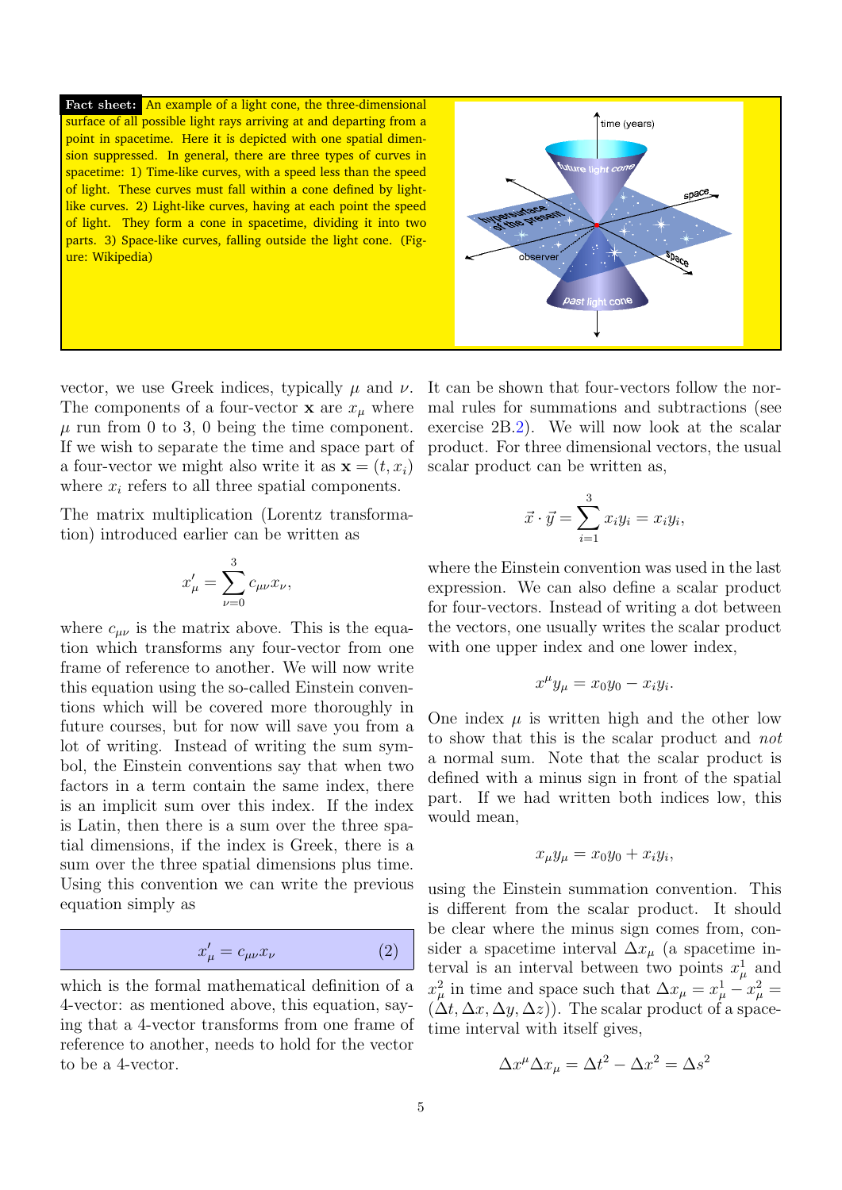**Fact sheet:** An example of a light cone, the three-dimensional surface of all possible light rays arriving at and departing from a point in spacetime. Here it is depicted with one spatial dimension suppressed. In general, there are three types of curves in spacetime: 1) Time-like curves, with a speed less than the speed of light. These curves must fall within a cone defined by light-like curves. 2) Light-like curves, having at each point the speed of light. They form a cone in spacetime, dividing it into two parts. 3) Space-like curves, falling outside the light cone. (Figure: Wikipedia)

vector, we use Greek indices, typically $\mu$ and $\nu$. The components of a four-vector $\mathbf{x}$ are $x_\mu$ where $\mu$ run from 0 to 3, 0 being the time component. If we wish to separate the time and space part of a four-vector we might also write it as $\mathbf{x} = (t, x_i)$ where $x_i$ refers to all three spatial components.

The matrix multiplication (Lorentz transformation) introduced earlier can be written as

$$x'_\mu = \sum_{\nu=0}^{3} c_{\mu\nu} x_\nu,$$

where $c_{\mu\nu}$ is the matrix above. This is the equation which transforms any four-vector from one frame of reference to another. We will now write this equation using the so-called Einstein conventions which will be covered more thoroughly in future courses, but for now will save you from a lot of writing. Instead of writing the sum symbol, the Einstein conventions say that when two factors in a term contain the same index, there is an implicit sum over this index. If the index is Latin, then there is a sum over the three spatial dimensions, if the index is Greek, there is a sum over the three spatial dimensions plus time. Using this convention we can write the previous equation simply as

$$x'_\mu = c_{\mu\nu} x_\nu \tag{2}$$

which is the formal mathematical definition of a 4-vector: as mentioned above, this equation, saying that a 4-vector transforms from one frame of reference to another, needs to hold for the vector to be a 4-vector.

It can be shown that four-vectors follow the normal rules for summations and subtractions (see exercise 2B.2). We will now look at the scalar product. For three dimensional vectors, the usual scalar product can be written as,

$$\vec{x} \cdot \vec{y} = \sum_{i=1}^{3} x_i y_i = x_i y_i,$$

where the Einstein convention was used in the last expression. We can also define a scalar product for four-vectors. Instead of writing a dot between the vectors, one usually writes the scalar product with one upper index and one lower index,

$$x^\mu y_\mu = x_0 y_0 - x_i y_i.$$

One index $\mu$ is written high and the other low to show that this is the scalar product and *not* a normal sum. Note that the scalar product is defined with a minus sign in front of the spatial part. If we had written both indices low, this would mean,

$$x_\mu y_\mu = x_0 y_0 + x_i y_i,$$

using the Einstein summation convention. This is different from the scalar product. It should be clear where the minus sign comes from, consider a spacetime interval $\Delta x_\mu$ (a spacetime interval is an interval between two points $x^1_\mu$ and $x^2_\mu$ in time and space such that $\Delta x_\mu = x^1_\mu - x^2_\mu = (\Delta t, \Delta x, \Delta y, \Delta z)$). The scalar product of a spacetime interval with itself gives,

$$\Delta x^\mu \Delta x_\mu = \Delta t^2 - \Delta x^2 = \Delta s^2$$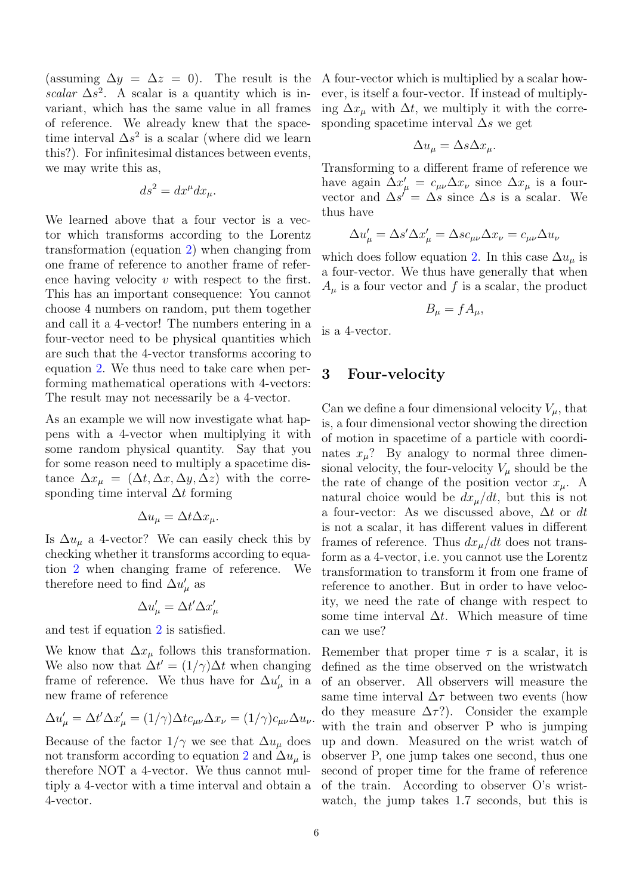(assuming $\Delta y = \Delta z = 0$). The result is the *scalar* $\Delta s^2$. A scalar is a quantity which is invariant, which has the same value in all frames of reference. We already knew that the spacetime interval $\Delta s^2$ is a scalar (where did we learn this?). For infinitesimal distances between events, we may write this as,

$$ds^2 = dx^\mu dx_\mu.$$

We learned above that a four vector is a vector which transforms according to the Lorentz transformation (equation 2) when changing from one frame of reference to another frame of reference having velocity $v$ with respect to the first. This has an important consequence: You cannot choose 4 numbers on random, put them together and call it a 4-vector! The numbers entering in a four-vector need to be physical quantities which are such that the 4-vector transforms accoring to equation 2. We thus need to take care when performing mathematical operations with 4-vectors: The result may not necessarily be a 4-vector.

As an example we will now investigate what happens with a 4-vector when multiplying it with some random physical quantity. Say that you for some reason need to multiply a spacetime distance $\Delta x_\mu = (\Delta t, \Delta x, \Delta y, \Delta z)$ with the corresponding time interval $\Delta t$ forming

$$\Delta u_\mu = \Delta t \Delta x_\mu.$$

Is $\Delta u_\mu$ a 4-vector? We can easily check this by checking whether it transforms according to equation 2 when changing frame of reference. We therefore need to find $\Delta u'_\mu$ as

$$\Delta u'_\mu = \Delta t' \Delta x'_\mu$$

and test if equation 2 is satisfied.

We know that $\Delta x_\mu$ follows this transformation. We also now that $\Delta t' = (1/\gamma)\Delta t$ when changing frame of reference. We thus have for $\Delta u'_\mu$ in a new frame of reference

$$\Delta u'_\mu = \Delta t' \Delta x'_\mu = (1/\gamma)\Delta t c_{\mu\nu} \Delta x_\nu = (1/\gamma) c_{\mu\nu} \Delta u_\nu.$$

Because of the factor $1/\gamma$ we see that $\Delta u_\mu$ does not transform according to equation 2 and $\Delta u_\mu$ is therefore NOT a 4-vector. We thus cannot multiply a 4-vector with a time interval and obtain a 4-vector.

A four-vector which is multiplied by a scalar however, is itself a four-vector. If instead of multiplying $\Delta x_\mu$ with $\Delta t$, we multiply it with the corresponding spacetime interval $\Delta s$ we get

$$\Delta u_\mu = \Delta s \Delta x_\mu.$$

Transforming to a different frame of reference we have again $\Delta x'_\mu = c_{\mu\nu} \Delta x_\nu$ since $\Delta x_\mu$ is a four-vector and $\Delta s' = \Delta s$ since $\Delta s$ is a scalar. We thus have

$$\Delta u'_\mu = \Delta s' \Delta x'_\mu = \Delta s c_{\mu\nu} \Delta x_\nu = c_{\mu\nu} \Delta u_\nu$$

which does follow equation 2. In this case $\Delta u_\mu$ is a four-vector. We thus have generally that when $A_\mu$ is a four vector and $f$ is a scalar, the product

$$B_\mu = f A_\mu,$$

is a 4-vector.

## 3 Four-velocity

Can we define a four dimensional velocity $V_\mu$, that is, a four dimensional vector showing the direction of motion in spacetime of a particle with coordinates $x_\mu$? By analogy to normal three dimensional velocity, the four-velocity $V_\mu$ should be the the rate of change of the position vector $x_\mu$. A natural choice would be $dx_\mu/dt$, but this is not a four-vector: As we discussed above, $\Delta t$ or $dt$ is not a scalar, it has different values in different frames of reference. Thus $dx_\mu/dt$ does not transform as a 4-vector, i.e. you cannot use the Lorentz transformation to transform it from one frame of reference to another. But in order to have velocity, we need the rate of change with respect to some time interval $\Delta t$. Which measure of time can we use?

Remember that proper time $\tau$ is a scalar, it is defined as the time observed on the wristwatch of an observer. All observers will measure the same time interval $\Delta \tau$ between two events (how do they measure $\Delta \tau$?). Consider the example with the train and observer P who is jumping up and down. Measured on the wrist watch of observer P, one jump takes one second, thus one second of proper time for the frame of reference of the train. According to observer O's wristwatch, the jump takes 1.7 seconds, but this is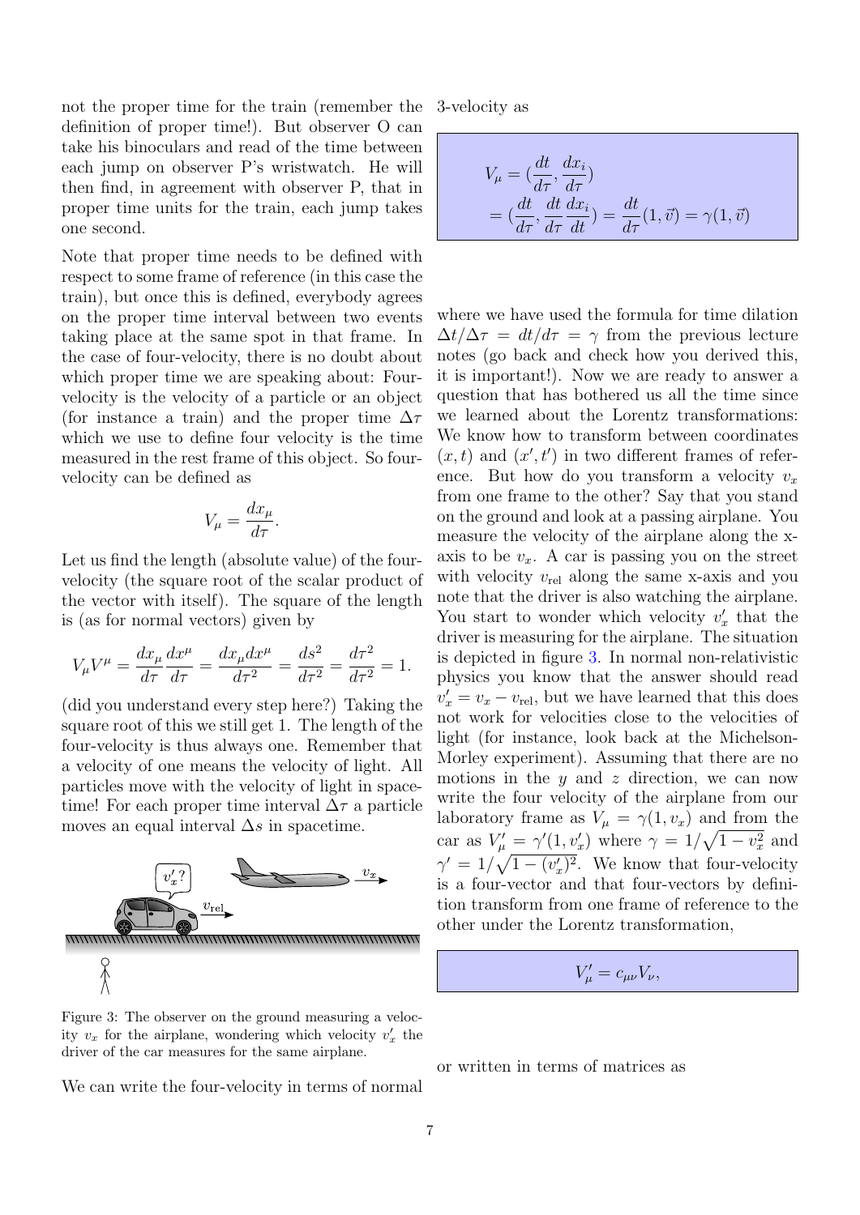not the proper time for the train (remember the definition of proper time!). But observer O can take his binoculars and read of the time between each jump on observer P's wristwatch. He will then find, in agreement with observer P, that in proper time units for the train, each jump takes one second.

Note that proper time needs to be defined with respect to some frame of reference (in this case the train), but once this is defined, everybody agrees on the proper time interval between two events taking place at the same spot in that frame. In the case of four-velocity, there is no doubt about which proper time we are speaking about: Four-velocity is the velocity of a particle or an object (for instance a train) and the proper time $\Delta\tau$ which we use to define four velocity is the time measured in the rest frame of this object. So four-velocity can be defined as

$$V_\mu = \frac{dx_\mu}{d\tau}.$$

Let us find the length (absolute value) of the four-velocity (the square root of the scalar product of the vector with itself). The square of the length is (as for normal vectors) given by

$$V_\mu V^\mu = \frac{dx_\mu}{d\tau}\frac{dx^\mu}{d\tau} = \frac{dx_\mu dx^\mu}{d\tau^2} = \frac{ds^2}{d\tau^2} = \frac{d\tau^2}{d\tau^2} = 1.$$

(did you understand every step here?) Taking the square root of this we still get 1. The length of the four-velocity is thus always one. Remember that a velocity of one means the velocity of light. All particles move with the velocity of light in spacetime! For each proper time interval $\Delta\tau$ a particle moves an equal interval $\Delta s$ in spacetime.

Figure 3: The observer on the ground measuring a velocity $v_x$ for the airplane, wondering which velocity $v_x'$ the driver of the car measures for the same airplane.

We can write the four-velocity in terms of normal 3-velocity as

$$\begin{aligned} V_\mu &= \left(\frac{dt}{d\tau}, \frac{dx_i}{d\tau}\right) \\ &= \left(\frac{dt}{d\tau}, \frac{dt}{d\tau}\frac{dx_i}{dt}\right) = \frac{dt}{d\tau}(1, \vec{v}) = \gamma(1, \vec{v}) \end{aligned}$$

where we have used the formula for time dilation $\Delta t/\Delta\tau = dt/d\tau = \gamma$ from the previous lecture notes (go back and check how you derived this, it is important!). Now we are ready to answer a question that has bothered us all the time since we learned about the Lorentz transformations: We know how to transform between coordinates $(x, t)$ and $(x', t')$ in two different frames of reference. But how do you transform a velocity $v_x$ from one frame to the other? Say that you stand on the ground and look at a passing airplane. You measure the velocity of the airplane along the x-axis to be $v_x$. A car is passing you on the street with velocity $v_{\text{rel}}$ along the same x-axis and you note that the driver is also watching the airplane. You start to wonder which velocity $v_x'$ that the driver is measuring for the airplane. The situation is depicted in figure 3. In normal non-relativistic physics you know that the answer should read $v_x' = v_x - v_{\text{rel}}$, but we have learned that this does not work for velocities close to the velocities of light (for instance, look back at the Michelson-Morley experiment). Assuming that there are no motions in the $y$ and $z$ direction, we can now write the four velocity of the airplane from our laboratory frame as $V_\mu = \gamma(1, v_x)$ and from the car as $V_\mu' = \gamma'(1, v_x')$ where $\gamma = 1/\sqrt{1 - v_x^2}$ and $\gamma' = 1/\sqrt{1 - (v_x')^2}$. We know that four-velocity is a four-vector and that four-vectors by definition transform from one frame of reference to the other under the Lorentz transformation,

$$V_\mu' = c_{\mu\nu} V_\nu,$$

or written in terms of matrices as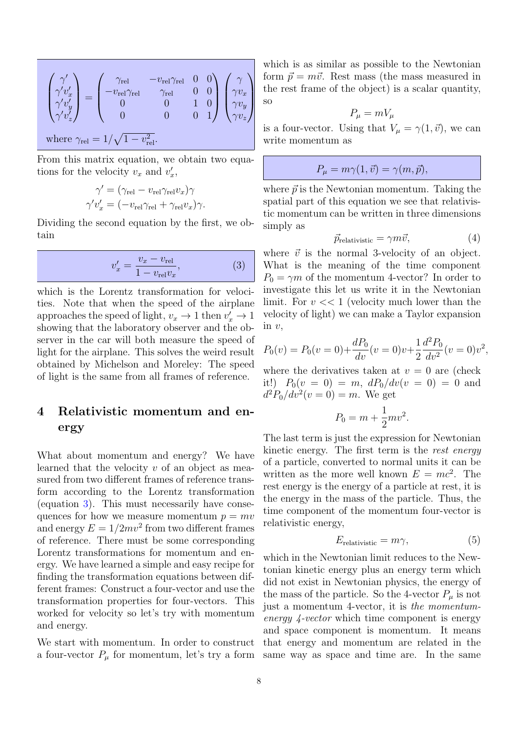$$
\begin{pmatrix} \gamma' \\ \gamma' v'_x \\ \gamma' v'_y \\ \gamma' v'_z \end{pmatrix} = \begin{pmatrix} \gamma_{\rm rel} & -v_{\rm rel}\gamma_{\rm rel} & 0 & 0 \\ -v_{\rm rel}\gamma_{\rm rel} & \gamma_{\rm rel} & 0 & 0 \\ 0 & 0 & 1 & 0 \\ 0 & 0 & 0 & 1 \end{pmatrix} \begin{pmatrix} \gamma \\ \gamma v_x \\ \gamma v_y \\ \gamma v_z \end{pmatrix}
$$

where $\gamma_{\rm rel} = 1/\sqrt{1-v_{\rm rel}^2}$.

From this matrix equation, we obtain two equations for the velocity $v_x$ and $v'_x$,

$$
\gamma' = (\gamma_{\rm rel} - v_{\rm rel}\gamma_{\rm rel} v_x)\gamma
$$

$$
\gamma' v'_x = (-v_{\rm rel}\gamma_{\rm rel} + \gamma_{\rm rel} v_x)\gamma.
$$

Dividing the second equation by the first, we obtain

$$
v'_x = \frac{v_x - v_{\rm rel}}{1 - v_{\rm rel} v_x}, \tag{3}
$$

which is the Lorentz transformation for velocities. Note that when the speed of the airplane approaches the speed of light, $v_x \to 1$ then $v'_x \to 1$ showing that the laboratory observer and the observer in the car will both measure the speed of light for the airplane. This solves the weird result obtained by Michelson and Moreley: The speed of light is the same from all frames of reference.

## 4 Relativistic momentum and energy

What about momentum and energy? We have learned that the velocity $v$ of an object as measured from two different frames of reference transform according to the Lorentz transformation (equation 3). This must necessarily have consequences for how we measure momentum $p = mv$ and energy $E = 1/2mv^2$ from two different frames of reference. There must be some corresponding Lorentz transformations for momentum and energy. We have learned a simple and easy recipe for finding the transformation equations between different frames: Construct a four-vector and use the transformation properties for four-vectors. This worked for velocity so let's try with momentum and energy.

We start with momentum. In order to construct a four-vector $P_\mu$ for momentum, let's try a form which is as similar as possible to the Newtonian form $\vec{p} = m\vec{v}$. Rest mass (the mass measured in the rest frame of the object) is a scalar quantity, so

$$
P_\mu = mV_\mu
$$

is a four-vector. Using that $V_\mu = \gamma(1, \vec{v})$, we can write momentum as

$$
P_\mu = m\gamma(1, \vec{v}) = \gamma(m, \vec{p}),
$$

where $\vec{p}$ is the Newtonian momentum. Taking the spatial part of this equation we see that relativistic momentum can be written in three dimensions simply as

$$
\vec{p}_{\rm relativistic} = \gamma m \vec{v}, \tag{4}
$$

where $\vec{v}$ is the normal 3-velocity of an object. What is the meaning of the time component $P_0 = \gamma m$ of the momentum 4-vector? In order to investigate this let us write it in the Newtonian limit. For $v << 1$ (velocity much lower than the velocity of light) we can make a Taylor expansion in $v$,

$$
P_0(v) = P_0(v=0) + \frac{dP_0}{dv}(v=0)v + \frac{1}{2}\frac{d^2P_0}{dv^2}(v=0)v^2,
$$

where the derivatives taken at $v = 0$ are (check it!) $P_0(v=0) = m$, $dP_0/dv(v=0) = 0$ and $d^2P_0/dv^2(v=0) = m$. We get

$$
P_0 = m + \frac{1}{2}mv^2.
$$

The last term is just the expression for Newtonian kinetic energy. The first term is the *rest energy* of a particle, converted to normal units it can be written as the more well known $E = mc^2$. The rest energy is the energy of a particle at rest, it is the energy in the mass of the particle. Thus, the time component of the momentum four-vector is relativistic energy,

$$
E_{\rm relativistic} = m\gamma, \tag{5}
$$

which in the Newtonian limit reduces to the Newtonian kinetic energy plus an energy term which did not exist in Newtonian physics, the energy of the mass of the particle. So the 4-vector $P_\mu$ is not just a momentum 4-vector, it is *the momentum-energy 4-vector* which time component is energy and space component is momentum. It means that energy and momentum are related in the same way as space and time are. In the same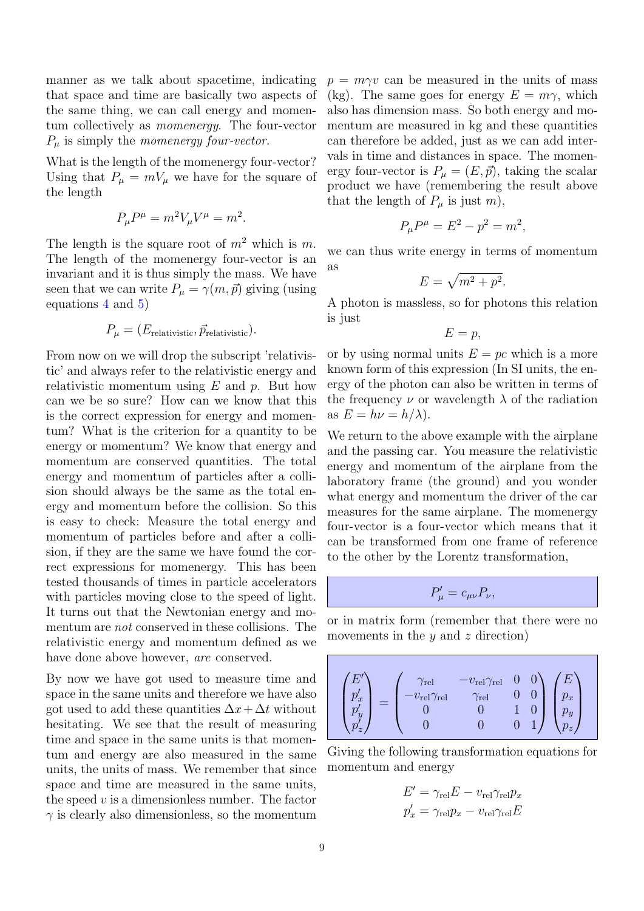manner as we talk about spacetime, indicating that space and time are basically two aspects of the same thing, we can call energy and momentum collectively as *momenergy*. The four-vector $P_\mu$ is simply the *momenergy four-vector*.

What is the length of the momenergy four-vector? Using that $P_\mu = mV_\mu$ we have for the square of the length

$$P_\mu P^\mu = m^2 V_\mu V^\mu = m^2.$$

The length is the square root of $m^2$ which is $m$. The length of the momenergy four-vector is an invariant and it is thus simply the mass. We have seen that we can write $P_\mu = \gamma(m, \vec{p})$ giving (using equations 4 and 5)

$$P_\mu = (E_{\text{relativistic}}, \vec{p}_{\text{relativistic}}).$$

From now on we will drop the subscript 'relativistic' and always refer to the relativistic energy and relativistic momentum using $E$ and $p$. But how can we be so sure? How can we know that this is the correct expression for energy and momentum? What is the criterion for a quantity to be energy or momentum? We know that energy and momentum are conserved quantities. The total energy and momentum of particles after a collision should always be the same as the total energy and momentum before the collision. So this is easy to check: Measure the total energy and momentum of particles before and after a collision, if they are the same we have found the correct expressions for momenergy. This has been tested thousands of times in particle accelerators with particles moving close to the speed of light. It turns out that the Newtonian energy and momentum are *not* conserved in these collisions. The relativistic energy and momentum defined as we have done above however, *are* conserved.

By now we have got used to measure time and space in the same units and therefore we have also got used to add these quantities $\Delta x + \Delta t$ without hesitating. We see that the result of measuring time and space in the same units is that momentum and energy are also measured in the same units, the units of mass. We remember that since space and time are measured in the same units, the speed $v$ is a dimensionless number. The factor $\gamma$ is clearly also dimensionless, so the momentum $p = m\gamma v$ can be measured in the units of mass (kg). The same goes for energy $E = m\gamma$, which also has dimension mass. So both energy and momentum are measured in kg and these quantities can therefore be added, just as we can add intervals in time and distances in space. The momenergy four-vector is $P_\mu = (E, \vec{p})$, taking the scalar product we have (remembering the result above that the length of $P_\mu$ is just $m$),

$$P_\mu P^\mu = E^2 - p^2 = m^2,$$

we can thus write energy in terms of momentum as

$$E = \sqrt{m^2 + p^2}.$$

A photon is massless, so for photons this relation is just

$$E = p,$$

or by using normal units $E = pc$ which is a more known form of this expression (In SI units, the energy of the photon can also be written in terms of the frequency $\nu$ or wavelength $\lambda$ of the radiation as $E = h\nu = h/\lambda$).

We return to the above example with the airplane and the passing car. You measure the relativistic energy and momentum of the airplane from the laboratory frame (the ground) and you wonder what energy and momentum the driver of the car measures for the same airplane. The momenergy four-vector is a four-vector which means that it can be transformed from one frame of reference to the other by the Lorentz transformation,

$$P'_\mu = c_{\mu\nu} P_\nu,$$

or in matrix form (remember that there were no movements in the $y$ and $z$ direction)

$$\begin{pmatrix} E' \\ p'_x \\ p'_y \\ p'_z \end{pmatrix} = \begin{pmatrix} \gamma_{\text{rel}} & -v_{\text{rel}}\gamma_{\text{rel}} & 0 & 0 \\ -v_{\text{rel}}\gamma_{\text{rel}} & \gamma_{\text{rel}} & 0 & 0 \\ 0 & 0 & 1 & 0 \\ 0 & 0 & 0 & 1 \end{pmatrix} \begin{pmatrix} E \\ p_x \\ p_y \\ p_z \end{pmatrix}$$

Giving the following transformation equations for momentum and energy

$$E' = \gamma_{\text{rel}} E - v_{\text{rel}}\gamma_{\text{rel}} p_x$$
$$p'_x = \gamma_{\text{rel}} p_x - v_{\text{rel}}\gamma_{\text{rel}} E$$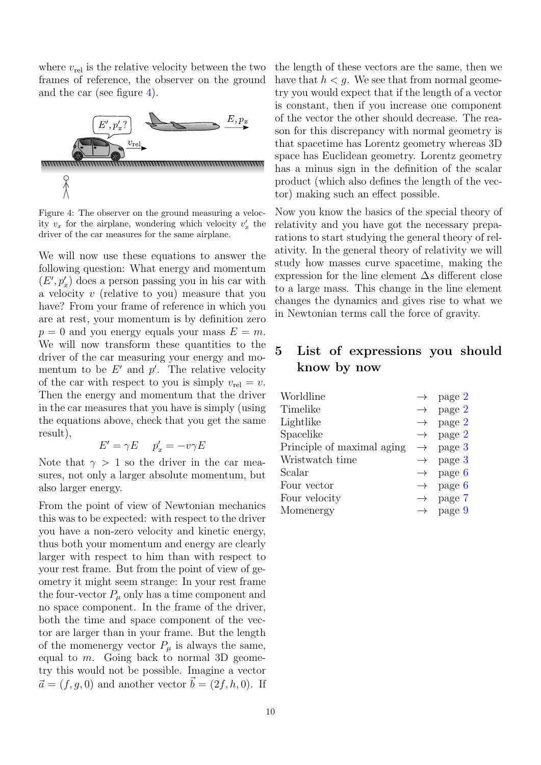where $v_{\text{rel}}$ is the relative velocity between the two frames of reference, the observer on the ground and the car (see figure 4).

Figure 4: The observer on the ground measuring a velocity $v_x$ for the airplane, wondering which velocity $v'_x$ the driver of the car measures for the same airplane.

We will now use these equations to answer the following question: What energy and momentum $(E', p'_x)$ does a person passing you in his car with a velocity $v$ (relative to you) measure that you have? From your frame of reference in which you are at rest, your momentum is by definition zero $p = 0$ and you energy equals your mass $E = m$. We will now transform these quantities to the driver of the car measuring your energy and momentum to be $E'$ and $p'$. The relative velocity of the car with respect to you is simply $v_{\text{rel}} = v$. Then the energy and momentum that the driver in the car measures that you have is simply (using the equations above, check that you get the same result),

$$E' = \gamma E \quad p'_x = -v\gamma E$$

Note that $\gamma > 1$ so the driver in the car measures, not only a larger absolute momentum, but also larger energy.

From the point of view of Newtonian mechanics this was to be expected: with respect to the driver you have a non-zero velocity and kinetic energy, thus both your momentum and energy are clearly larger with respect to him than with respect to your rest frame. But from the point of view of geometry it might seem strange: In your rest frame the four-vector $P_\mu$ only has a time component and no space component. In the frame of the driver, both the time and space component of the vector are larger than in your frame. But the length of the momenergy vector $P_\mu$ is always the same, equal to $m$. Going back to normal 3D geometry this would not be possible. Imagine a vector $\vec{a} = (f, g, 0)$ and another vector $\vec{b} = (2f, h, 0)$. If the length of these vectors are the same, then we have that $h < g$. We see that from normal geometry you would expect that if the length of a vector is constant, then if you increase one component of the vector the other should decrease. The reason for this discrepancy with normal geometry is that spacetime has Lorentz geometry whereas 3D space has Euclidean geometry. Lorentz geometry has a minus sign in the definition of the scalar product (which also defines the length of the vector) making such an effect possible.

Now you know the basics of the special theory of relativity and you have got the necessary preparations to start studying the general theory of relativity. In the general theory of relativity we will study how masses curve spacetime, making the expression for the line element $\Delta s$ different close to a large mass. This change in the line element changes the dynamics and gives rise to what we in Newtonian terms call the force of gravity.

# 5 List of expressions you should know by now

| | | |
|---|---|---|
| Worldline | $\rightarrow$ | page 2 |
| Timelike | $\rightarrow$ | page 2 |
| Lightlike | $\rightarrow$ | page 2 |
| Spacelike | $\rightarrow$ | page 2 |
| Principle of maximal aging | $\rightarrow$ | page 3 |
| Wristwatch time | $\rightarrow$ | page 3 |
| Scalar | $\rightarrow$ | page 6 |
| Four vector | $\rightarrow$ | page 6 |
| Four velocity | $\rightarrow$ | page 7 |
| Momenergy | $\rightarrow$ | page 9 |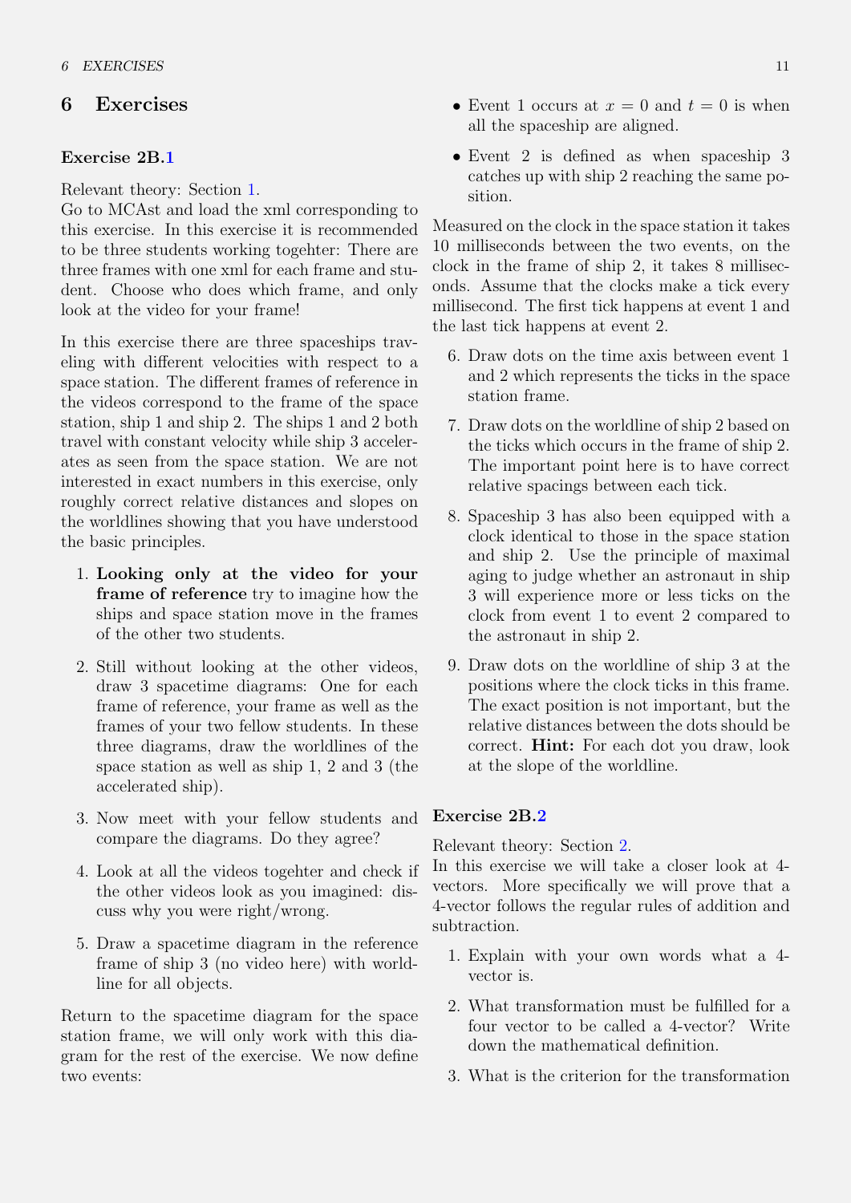## 6 Exercises

### Exercise 2B.1

Relevant theory: Section 1.
Go to MCAst and load the xml corresponding to this exercise. In this exercise it is recommended to be three students working togehter: There are three frames with one xml for each frame and student. Choose who does which frame, and only look at the video for your frame!

In this exercise there are three spaceships traveling with different velocities with respect to a space station. The different frames of reference in the videos correspond to the frame of the space station, ship 1 and ship 2. The ships 1 and 2 both travel with constant velocity while ship 3 accelerates as seen from the space station. We are not interested in exact numbers in this exercise, only roughly correct relative distances and slopes on the worldlines showing that you have understood the basic principles.

1. **Looking only at the video for your frame of reference** try to imagine how the ships and space station move in the frames of the other two students.
2. Still without looking at the other videos, draw 3 spacetime diagrams: One for each frame of reference, your frame as well as the frames of your two fellow students. In these three diagrams, draw the worldlines of the space station as well as ship 1, 2 and 3 (the accelerated ship).
3. Now meet with your fellow students and compare the diagrams. Do they agree?
4. Look at all the videos togehter and check if the other videos look as you imagined: discuss why you were right/wrong.
5. Draw a spacetime diagram in the reference frame of ship 3 (no video here) with worldline for all objects.

Return to the spacetime diagram for the space station frame, we will only work with this diagram for the rest of the exercise. We now define two events:

- Event 1 occurs at $x = 0$ and $t = 0$ is when all the spaceship are aligned.
- Event 2 is defined as when spaceship 3 catches up with ship 2 reaching the same position.

Measured on the clock in the space station it takes 10 milliseconds between the two events, on the clock in the frame of ship 2, it takes 8 milliseconds. Assume that the clocks make a tick every millisecond. The first tick happens at event 1 and the last tick happens at event 2.

6. Draw dots on the time axis between event 1 and 2 which represents the ticks in the space station frame.
7. Draw dots on the worldline of ship 2 based on the ticks which occurs in the frame of ship 2. The important point here is to have correct relative spacings between each tick.
8. Spaceship 3 has also been equipped with a clock identical to those in the space station and ship 2. Use the principle of maximal aging to judge whether an astronaut in ship 3 will experience more or less ticks on the clock from event 1 to event 2 compared to the astronaut in ship 2.
9. Draw dots on the worldline of ship 3 at the positions where the clock ticks in this frame. The exact position is not important, but the relative distances between the dots should be correct. **Hint:** For each dot you draw, look at the slope of the worldline.

### Exercise 2B.2

Relevant theory: Section 2.
In this exercise we will take a closer look at 4-vectors. More specifically we will prove that a 4-vector follows the regular rules of addition and subtraction.

1. Explain with your own words what a 4-vector is.
2. What transformation must be fulfilled for a four vector to be called a 4-vector? Write down the mathematical definition.
3. What is the criterion for the transformation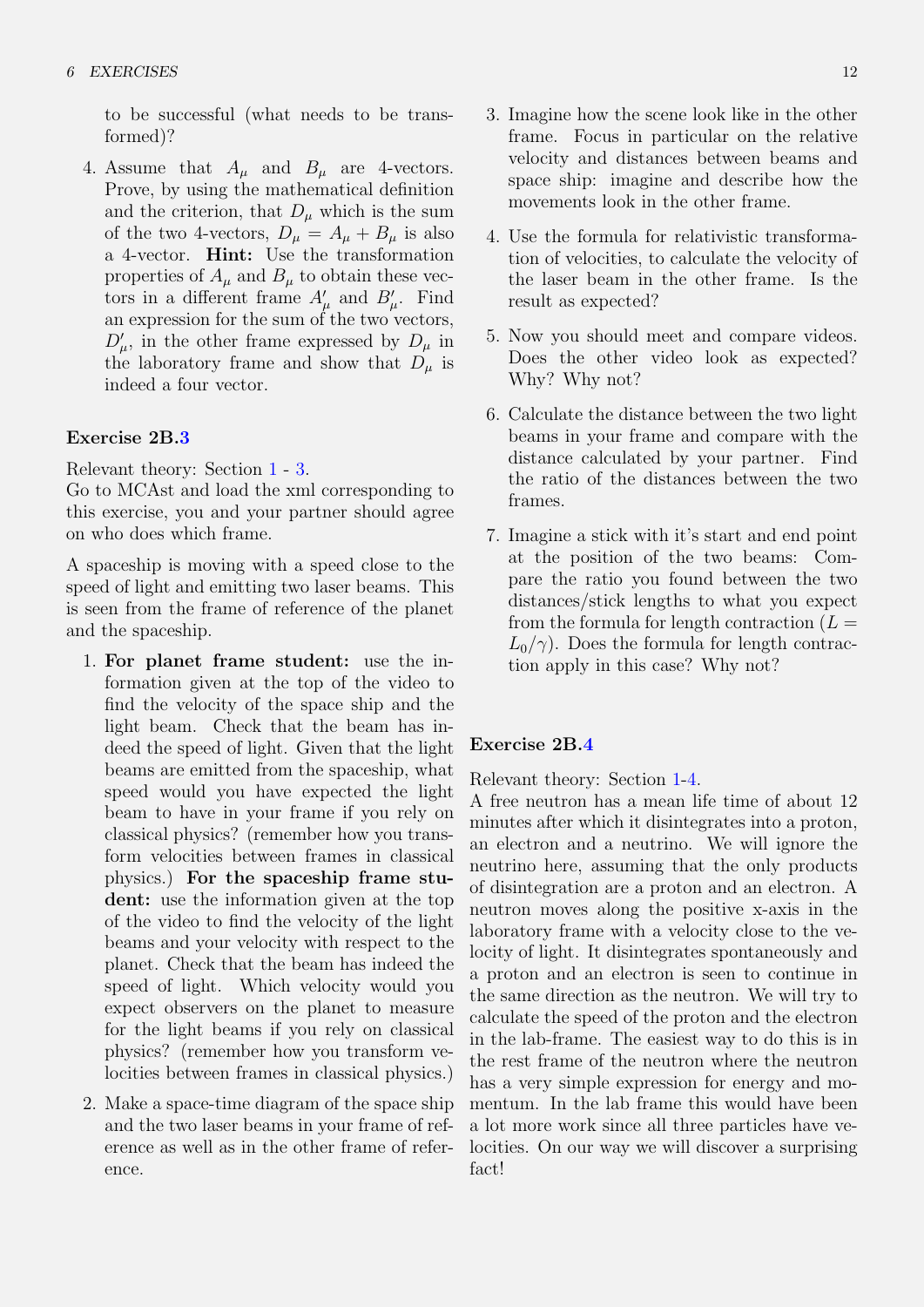to be successful (what needs to be transformed)?

4. Assume that $A_\mu$ and $B_\mu$ are 4-vectors. Prove, by using the mathematical definition and the criterion, that $D_\mu$ which is the sum of the two 4-vectors, $D_\mu = A_\mu + B_\mu$ is also a 4-vector. **Hint:** Use the transformation properties of $A_\mu$ and $B_\mu$ to obtain these vectors in a different frame $A'_\mu$ and $B'_\mu$. Find an expression for the sum of the two vectors, $D'_\mu$, in the other frame expressed by $D_\mu$ in the laboratory frame and show that $D_\mu$ is indeed a four vector.

**Exercise 2B.3**

Relevant theory: Section 1 - 3.
Go to MCAst and load the xml corresponding to this exercise, you and your partner should agree on who does which frame.

A spaceship is moving with a speed close to the speed of light and emitting two laser beams. This is seen from the frame of reference of the planet and the spaceship.

1. **For planet frame student:** use the information given at the top of the video to find the velocity of the space ship and the light beam. Check that the beam has indeed the speed of light. Given that the light beams are emitted from the spaceship, what speed would you have expected the light beam to have in your frame if you rely on classical physics? (remember how you transform velocities between frames in classical physics.) **For the spaceship frame student:** use the information given at the top of the video to find the velocity of the light beams and your velocity with respect to the planet. Check that the beam has indeed the speed of light. Which velocity would you expect observers on the planet to measure for the light beams if you rely on classical physics? (remember how you transform velocities between frames in classical physics.)

2. Make a space-time diagram of the space ship and the two laser beams in your frame of reference as well as in the other frame of reference.

3. Imagine how the scene look like in the other frame. Focus in particular on the relative velocity and distances between beams and space ship: imagine and describe how the movements look in the other frame.

4. Use the formula for relativistic transformation of velocities, to calculate the velocity of the laser beam in the other frame. Is the result as expected?

5. Now you should meet and compare videos. Does the other video look as expected? Why? Why not?

6. Calculate the distance between the two light beams in your frame and compare with the distance calculated by your partner. Find the ratio of the distances between the two frames.

7. Imagine a stick with it's start and end point at the position of the two beams: Compare the ratio you found between the two distances/stick lengths to what you expect from the formula for length contraction ($L = L_0/\gamma$). Does the formula for length contraction apply in this case? Why not?

**Exercise 2B.4**

Relevant theory: Section 1-4.
A free neutron has a mean life time of about 12 minutes after which it disintegrates into a proton, an electron and a neutrino. We will ignore the neutrino here, assuming that the only products of disintegration are a proton and an electron. A neutron moves along the positive x-axis in the laboratory frame with a velocity close to the velocity of light. It disintegrates spontaneously and a proton and an electron is seen to continue in the same direction as the neutron. We will try to calculate the speed of the proton and the electron in the lab-frame. The easiest way to do this is in the rest frame of the neutron where the neutron has a very simple expression for energy and momentum. In the lab frame this would have been a lot more work since all three particles have velocities. On our way we will discover a surprising fact!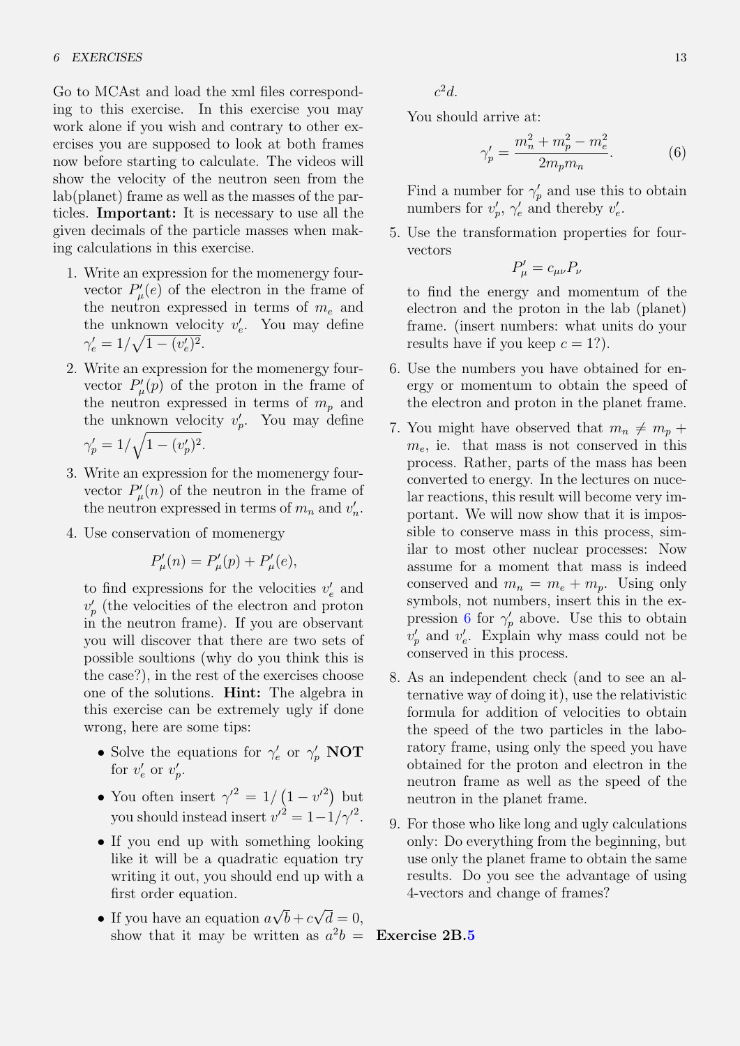Go to MCAst and load the xml files corresponding to this exercise. In this exercise you may work alone if you wish and contrary to other exercises you are supposed to look at both frames now before starting to calculate. The videos will show the velocity of the neutron seen from the lab(planet) frame as well as the masses of the particles. **Important:** It is necessary to use all the given decimals of the particle masses when making calculations in this exercise.

1. Write an expression for the momenergy four-vector $P'_\mu(e)$ of the electron in the frame of the neutron expressed in terms of $m_e$ and the unknown velocity $v'_e$. You may define $\gamma'_e = 1/\sqrt{1-(v'_e)^2}$.

2. Write an expression for the momenergy four-vector $P'_\mu(p)$ of the proton in the frame of the neutron expressed in terms of $m_p$ and the unknown velocity $v'_p$. You may define $\gamma'_p = 1/\sqrt{1-(v'_p)^2}$.

3. Write an expression for the momenergy four-vector $P'_\mu(n)$ of the neutron in the frame of the neutron expressed in terms of $m_n$ and $v'_n$.

4. Use conservation of momenergy
$$P'_\mu(n) = P'_\mu(p) + P'_\mu(e),$$
to find expressions for the velocities $v'_e$ and $v'_p$ (the velocities of the electron and proton in the neutron frame). If you are observant you will discover that there are two sets of possible soultions (why do you think this is the case?), in the rest of the exercises choose one of the solutions. **Hint:** The algebra in this exercise can be extremely ugly if done wrong, here are some tips:
   - Solve the equations for $\gamma'_e$ or $\gamma'_p$ **NOT** for $v'_e$ or $v'_p$.
   - You often insert ${\gamma'}^2 = 1/\left(1-{v'}^2\right)$ but you should instead insert ${v'}^2 = 1 - 1/{\gamma'}^2$.
   - If you end up with something looking like it will be a quadratic equation try writing it out, you should end up with a first order equation.
   - If you have an equation $a\sqrt{b}+c\sqrt{d}=0$, show that it may be written as $a^2b = c^2d$.

   You should arrive at:
$$\gamma'_p = \frac{m_n^2 + m_p^2 - m_e^2}{2m_p m_n}. \tag{6}$$
   Find a number for $\gamma'_p$ and use this to obtain numbers for $v'_p$, $\gamma'_e$ and thereby $v'_e$.

5. Use the transformation properties for four-vectors
$$P'_\mu = c_{\mu\nu}P_\nu$$
to find the energy and momentum of the electron and the proton in the lab (planet) frame. (insert numbers: what units do your results have if you keep $c = 1$?).

6. Use the numbers you have obtained for energy or momentum to obtain the speed of the electron and proton in the planet frame.

7. You might have observed that $m_n \neq m_p + m_e$, ie. that mass is not conserved in this process. Rather, parts of the mass has been converted to energy. In the lectures on nucelar reactions, this result will become very important. We will now show that it is impossible to conserve mass in this process, similar to most other nuclear processes: Now assume for a moment that mass is indeed conserved and $m_n = m_e + m_p$. Using only symbols, not numbers, insert this in the expression 6 for $\gamma'_p$ above. Use this to obtain $v'_p$ and $v'_e$. Explain why mass could not be conserved in this process.

8. As an independent check (and to see an alternative way of doing it), use the relativistic formula for addition of velocities to obtain the speed of the two particles in the laboratory frame, using only the speed you have obtained for the proton and electron in the neutron frame as well as the speed of the neutron in the planet frame.

9. For those who like long and ugly calculations only: Do everything from the beginning, but use only the planet frame to obtain the same results. Do you see the advantage of using 4-vectors and change of frames?

**Exercise 2B.5**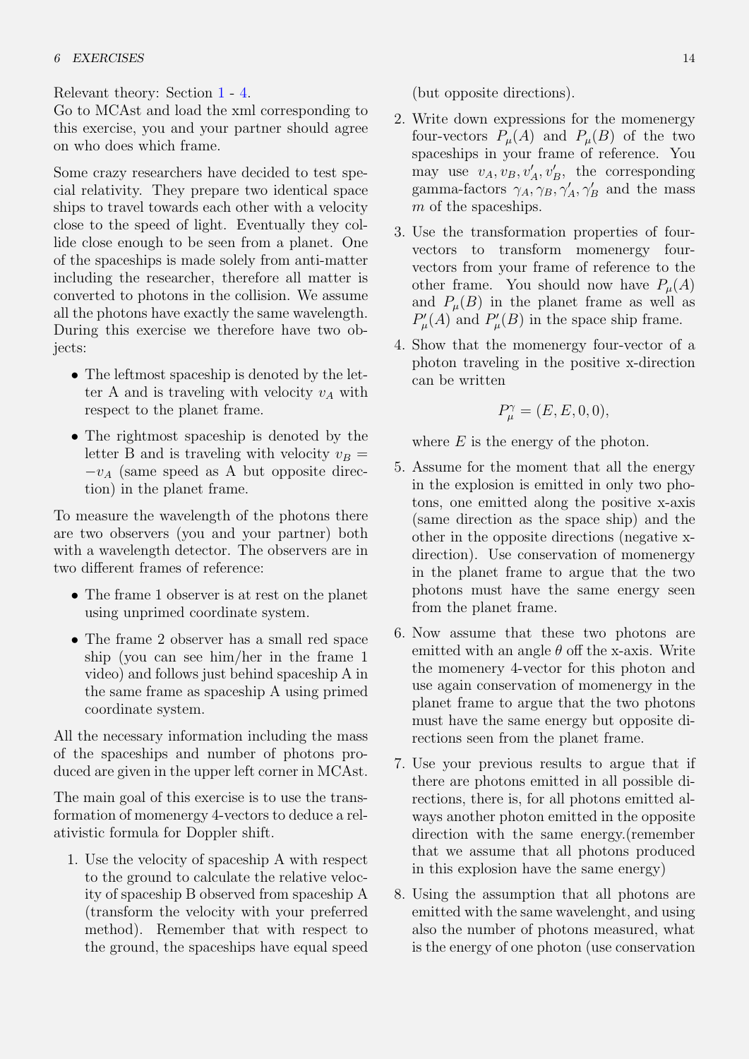Relevant theory: Section 1 - 4.
Go to MCAst and load the xml corresponding to this exercise, you and your partner should agree on who does which frame.

Some crazy researchers have decided to test special relativity. They prepare two identical space ships to travel towards each other with a velocity close to the speed of light. Eventually they collide close enough to be seen from a planet. One of the spaceships is made solely from anti-matter including the researcher, therefore all matter is converted to photons in the collision. We assume all the photons have exactly the same wavelength. During this exercise we therefore have two objects:

- The leftmost spaceship is denoted by the letter A and is traveling with velocity $v_A$ with respect to the planet frame.
- The rightmost spaceship is denoted by the letter B and is traveling with velocity $v_B = -v_A$ (same speed as A but opposite direction) in the planet frame.

To measure the wavelength of the photons there are two observers (you and your partner) both with a wavelength detector. The observers are in two different frames of reference:

- The frame 1 observer is at rest on the planet using unprimed coordinate system.
- The frame 2 observer has a small red space ship (you can see him/her in the frame 1 video) and follows just behind spaceship A in the same frame as spaceship A using primed coordinate system.

All the necessary information including the mass of the spaceships and number of photons produced are given in the upper left corner in MCAst.

The main goal of this exercise is to use the transformation of momenergy 4-vectors to deduce a relativistic formula for Doppler shift.

1. Use the velocity of spaceship A with respect to the ground to calculate the relative velocity of spaceship B observed from spaceship A (transform the velocity with your preferred method). Remember that with respect to the ground, the spaceships have equal speed (but opposite directions).
2. Write down expressions for the momenergy four-vectors $P_\mu(A)$ and $P_\mu(B)$ of the two spaceships in your frame of reference. You may use $v_A, v_B, v'_A, v'_B$, the corresponding gamma-factors $\gamma_A, \gamma_B, \gamma'_A, \gamma'_B$ and the mass $m$ of the spaceships.
3. Use the transformation properties of four-vectors to transform momenergy four-vectors from your frame of reference to the other frame. You should now have $P_\mu(A)$ and $P_\mu(B)$ in the planet frame as well as $P'_\mu(A)$ and $P'_\mu(B)$ in the space ship frame.
4. Show that the momenergy four-vector of a photon traveling in the positive x-direction can be written

$$P^\gamma_\mu = (E, E, 0, 0),$$

where $E$ is the energy of the photon.

5. Assume for the moment that all the energy in the explosion is emitted in only two photons, one emitted along the positive x-axis (same direction as the space ship) and the other in the opposite directions (negative x-direction). Use conservation of momenergy in the planet frame to argue that the two photons must have the same energy seen from the planet frame.
6. Now assume that these two photons are emitted with an angle $\theta$ off the x-axis. Write the momenery 4-vector for this photon and use again conservation of momenergy in the planet frame to argue that the two photons must have the same energy but opposite directions seen from the planet frame.
7. Use your previous results to argue that if there are photons emitted in all possible directions, there is, for all photons emitted always another photon emitted in the opposite direction with the same energy.(remember that we assume that all photons produced in this explosion have the same energy)
8. Using the assumption that all photons are emitted with the same wavelenght, and using also the number of photons measured, what is the energy of one photon (use conservation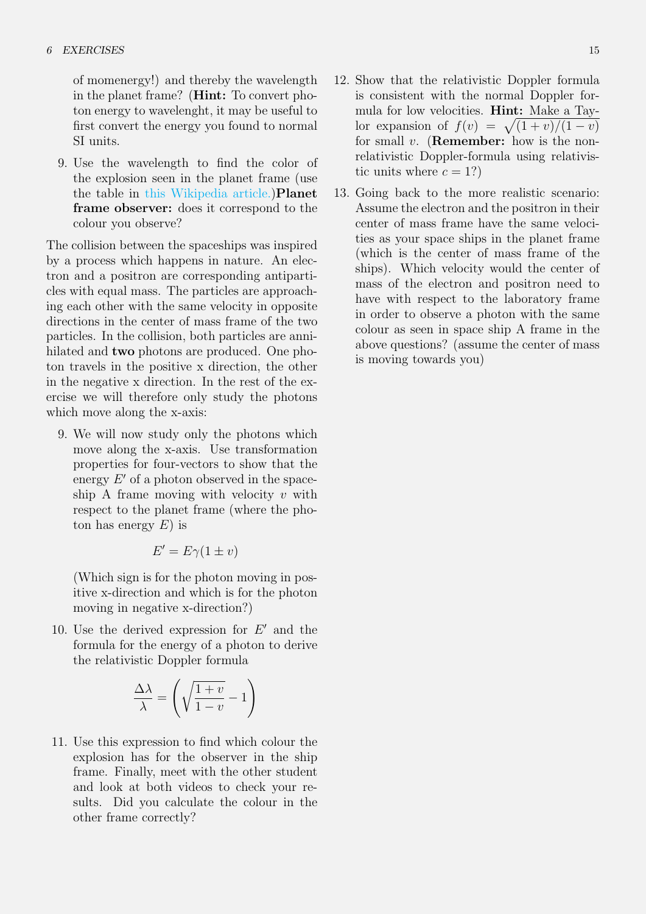of momenergy!) and thereby the wavelength in the planet frame? (**Hint:** To convert photon energy to wavelenght, it may be useful to first convert the energy you found to normal SI units.

9. Use the wavelength to find the color of the explosion seen in the planet frame (use the table in this Wikipedia article.)**Planet frame observer:** does it correspond to the colour you observe?

The collision between the spaceships was inspired by a process which happens in nature. An electron and a positron are corresponding antiparticles with equal mass. The particles are approaching each other with the same velocity in opposite directions in the center of mass frame of the two particles. In the collision, both particles are annihilated and **two** photons are produced. One photon travels in the positive x direction, the other in the negative x direction. In the rest of the exercise we will therefore only study the photons which move along the x-axis:

9. We will now study only the photons which move along the x-axis. Use transformation properties for four-vectors to show that the energy $E'$ of a photon observed in the spaceship A frame moving with velocity $v$ with respect to the planet frame (where the photon has energy $E$) is

$$E' = E\gamma(1 \pm v)$$

(Which sign is for the photon moving in positive x-direction and which is for the photon moving in negative x-direction?)

10. Use the derived expression for $E'$ and the formula for the energy of a photon to derive the relativistic Doppler formula

$$\frac{\Delta\lambda}{\lambda} = \left(\sqrt{\frac{1+v}{1-v}} - 1\right)$$

11. Use this expression to find which colour the explosion has for the observer in the ship frame. Finally, meet with the other student and look at both videos to check your results. Did you calculate the colour in the other frame correctly?

12. Show that the relativistic Doppler formula is consistent with the normal Doppler formula for low velocities. **Hint:** Make a Taylor expansion of $f(v) = \sqrt{(1+v)/(1-v)}$ for small $v$. (**Remember:** how is the non-relativistic Doppler-formula using relativistic units where $c = 1$?)

13. Going back to the more realistic scenario: Assume the electron and the positron in their center of mass frame have the same velocities as your space ships in the planet frame (which is the center of mass frame of the ships). Which velocity would the center of mass of the electron and positron need to have with respect to the laboratory frame in order to observe a photon with the same colour as seen in space ship A frame in the above questions? (assume the center of mass is moving towards you)